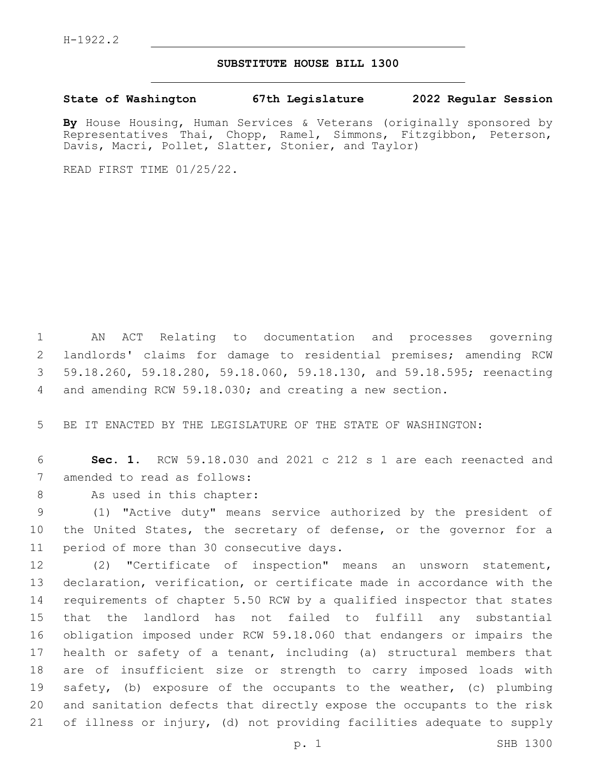H-1922.2

# SUBSTITUTE HOUSE BILL 1300

**State of Washington 67th Legislature 2022 Regular Session**

**By** House Housing, Human Services & Veterans (originally sponsored by Representatives Thai, Chopp, Ramel, Simmons, Fitzgibbon, Peterson, Davis, Macri, Pollet, Slatter, Stonier, and Taylor)

READ FIRST TIME 01/25/22.

AN ACT Relating to documentation and processes governing landlords' claims for damage to residential premises; amending RCW 59.18.260, 59.18.280, 59.18.060, 59.18.130, and 59.18.595; reenacting and amending RCW 59.18.030; and creating a new section.

BE IT ENACTED BY THE LEGISLATURE OF THE STATE OF WASHINGTON:

**Sec. 1.** RCW 59.18.030 and 2021 c 212 s 1 are each reenacted and amended to read as follows:

As used in this chapter:

(1) "Active duty" means service authorized by the president of the United States, the secretary of defense, or the governor for a period of more than 30 consecutive days.

(2) "Certificate of inspection" means an unsworn statement, declaration, verification, or certificate made in accordance with the requirements of chapter 5.50 RCW by a qualified inspector that states that the landlord has not failed to fulfill any substantial obligation imposed under RCW 59.18.060 that endangers or impairs the health or safety of a tenant, including (a) structural members that are of insufficient size or strength to carry imposed loads with safety, (b) exposure of the occupants to the weather, (c) plumbing and sanitation defects that directly expose the occupants to the risk of illness or injury, (d) not providing facilities adequate to supply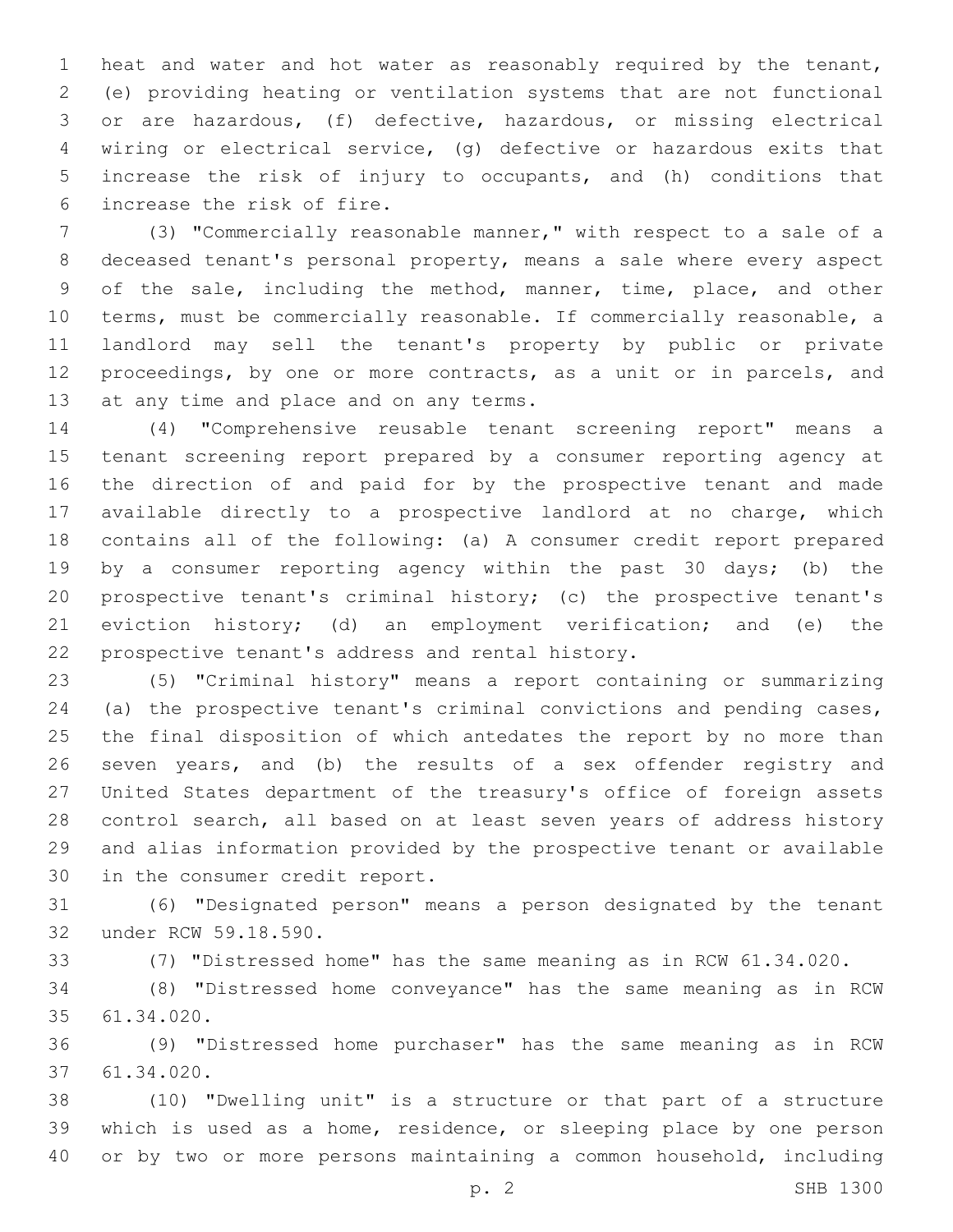heat and water and hot water as reasonably required by the tenant, (e) providing heating or ventilation systems that are not functional or are hazardous, (f) defective, hazardous, or missing electrical wiring or electrical service, (g) defective or hazardous exits that increase the risk of injury to occupants, and (h) conditions that increase the risk of fire.

(3) "Commercially reasonable manner," with respect to a sale of a deceased tenant's personal property, means a sale where every aspect of the sale, including the method, manner, time, place, and other terms, must be commercially reasonable. If commercially reasonable, a landlord may sell the tenant's property by public or private proceedings, by one or more contracts, as a unit or in parcels, and at any time and place and on any terms.

(4) "Comprehensive reusable tenant screening report" means a tenant screening report prepared by a consumer reporting agency at the direction of and paid for by the prospective tenant and made available directly to a prospective landlord at no charge, which contains all of the following: (a) A consumer credit report prepared by a consumer reporting agency within the past 30 days; (b) the prospective tenant's criminal history; (c) the prospective tenant's eviction history; (d) an employment verification; and (e) the prospective tenant's address and rental history.

(5) "Criminal history" means a report containing or summarizing (a) the prospective tenant's criminal convictions and pending cases, the final disposition of which antedates the report by no more than seven years, and (b) the results of a sex offender registry and United States department of the treasury's office of foreign assets control search, all based on at least seven years of address history and alias information provided by the prospective tenant or available in the consumer credit report.

(6) "Designated person" means a person designated by the tenant under RCW 59.18.590.

(7) "Distressed home" has the same meaning as in RCW 61.34.020.

(8) "Distressed home conveyance" has the same meaning as in RCW 61.34.020.

(9) "Distressed home purchaser" has the same meaning as in RCW 61.34.020.

(10) "Dwelling unit" is a structure or that part of a structure which is used as a home, residence, or sleeping place by one person or by two or more persons maintaining a common household, including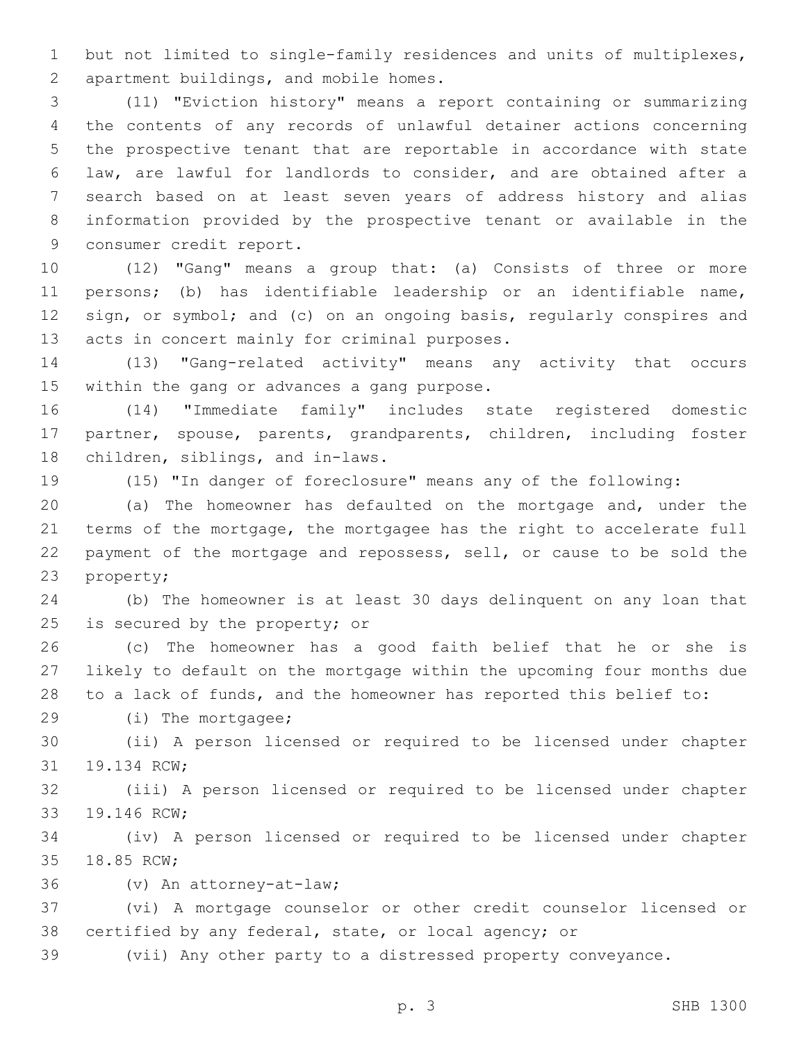but not limited to single-family residences and units of multiplexes, apartment buildings, and mobile homes.

(11) "Eviction history" means a report containing or summarizing the contents of any records of unlawful detainer actions concerning the prospective tenant that are reportable in accordance with state law, are lawful for landlords to consider, and are obtained after a search based on at least seven years of address history and alias information provided by the prospective tenant or available in the consumer credit report.

(12) "Gang" means a group that: (a) Consists of three or more persons; (b) has identifiable leadership or an identifiable name, sign, or symbol; and (c) on an ongoing basis, regularly conspires and acts in concert mainly for criminal purposes.

(13) "Gang-related activity" means any activity that occurs within the gang or advances a gang purpose.

(14) "Immediate family" includes state registered domestic partner, spouse, parents, grandparents, children, including foster children, siblings, and in-laws.

(15) "In danger of foreclosure" means any of the following:

(a) The homeowner has defaulted on the mortgage and, under the terms of the mortgage, the mortgagee has the right to accelerate full payment of the mortgage and repossess, sell, or cause to be sold the property;

(b) The homeowner is at least 30 days delinquent on any loan that is secured by the property; or

(c) The homeowner has a good faith belief that he or she is likely to default on the mortgage within the upcoming four months due to a lack of funds, and the homeowner has reported this belief to:

(i) The mortgagee;

(ii) A person licensed or required to be licensed under chapter 19.134 RCW;

(iii) A person licensed or required to be licensed under chapter 19.146 RCW;

(iv) A person licensed or required to be licensed under chapter 18.85 RCW;

(v) An attorney-at-law;

(vi) A mortgage counselor or other credit counselor licensed or certified by any federal, state, or local agency; or

(vii) Any other party to a distressed property conveyance.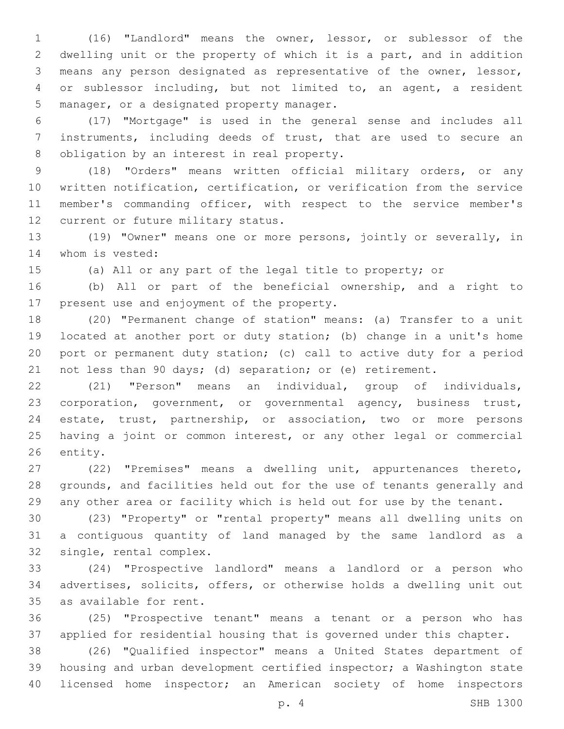(16) "Landlord" means the owner, lessor, or sublessor of the dwelling unit or the property of which it is a part, and in addition means any person designated as representative of the owner, lessor, or sublessor including, but not limited to, an agent, a resident manager, or a designated property manager.

(17) "Mortgage" is used in the general sense and includes all instruments, including deeds of trust, that are used to secure an obligation by an interest in real property.

(18) "Orders" means written official military orders, or any written notification, certification, or verification from the service member's commanding officer, with respect to the service member's current or future military status.

(19) "Owner" means one or more persons, jointly or severally, in whom is vested:

(a) All or any part of the legal title to property; or

(b) All or part of the beneficial ownership, and a right to present use and enjoyment of the property.

(20) "Permanent change of station" means: (a) Transfer to a unit located at another port or duty station; (b) change in a unit's home port or permanent duty station; (c) call to active duty for a period not less than 90 days; (d) separation; or (e) retirement.

(21) "Person" means an individual, group of individuals, corporation, government, or governmental agency, business trust, estate, trust, partnership, or association, two or more persons having a joint or common interest, or any other legal or commercial entity.

(22) "Premises" means a dwelling unit, appurtenances thereto, grounds, and facilities held out for the use of tenants generally and any other area or facility which is held out for use by the tenant.

(23) "Property" or "rental property" means all dwelling units on a contiguous quantity of land managed by the same landlord as a single, rental complex.

(24) "Prospective landlord" means a landlord or a person who advertises, solicits, offers, or otherwise holds a dwelling unit out as available for rent.

(25) "Prospective tenant" means a tenant or a person who has applied for residential housing that is governed under this chapter.

(26) "Qualified inspector" means a United States department of housing and urban development certified inspector; a Washington state licensed home inspector; an American society of home inspectors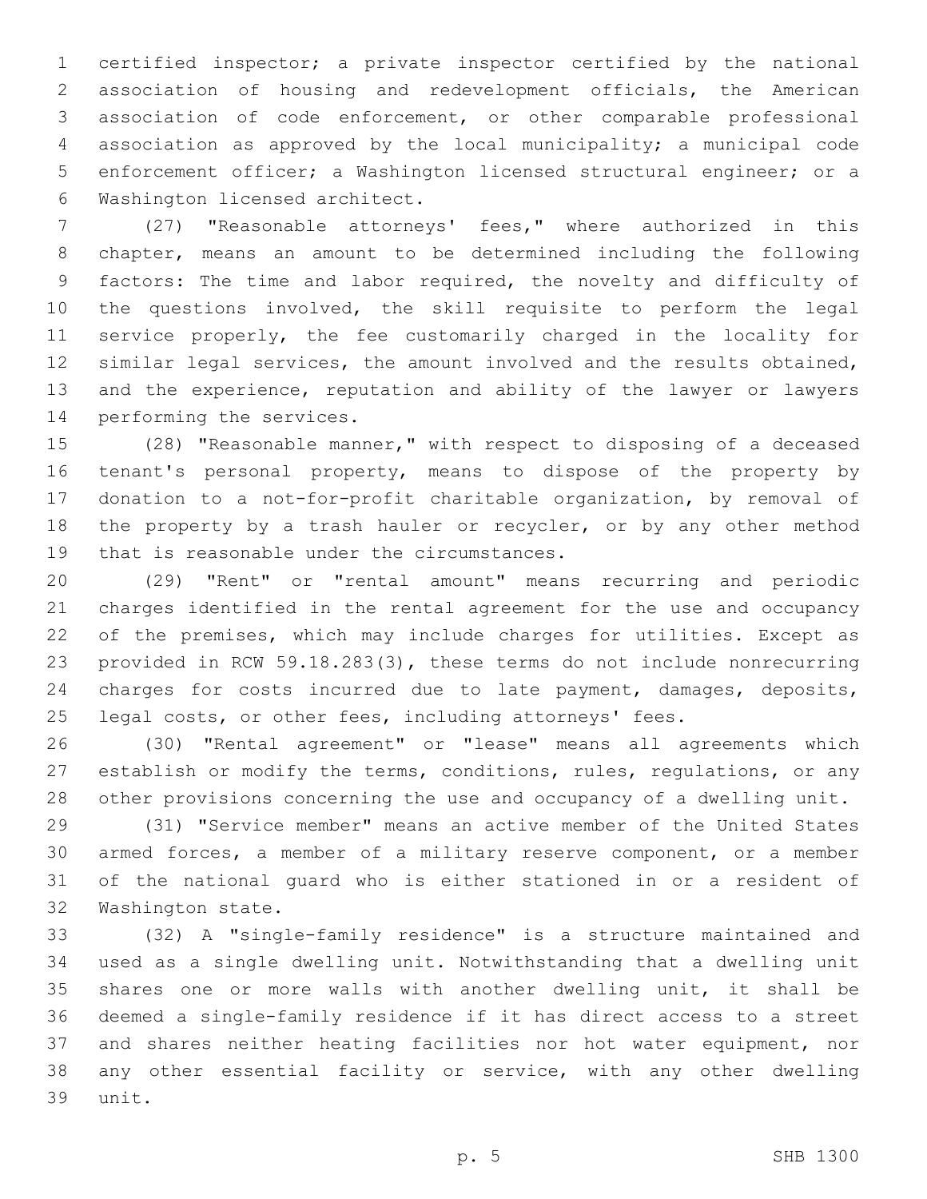certified inspector; a private inspector certified by the national association of housing and redevelopment officials, the American association of code enforcement, or other comparable professional association as approved by the local municipality; a municipal code enforcement officer; a Washington licensed structural engineer; or a Washington licensed architect.

(27) "Reasonable attorneys' fees," where authorized in this chapter, means an amount to be determined including the following factors: The time and labor required, the novelty and difficulty of the questions involved, the skill requisite to perform the legal service properly, the fee customarily charged in the locality for similar legal services, the amount involved and the results obtained, and the experience, reputation and ability of the lawyer or lawyers performing the services.

(28) "Reasonable manner," with respect to disposing of a deceased tenant's personal property, means to dispose of the property by donation to a not-for-profit charitable organization, by removal of the property by a trash hauler or recycler, or by any other method that is reasonable under the circumstances.

(29) "Rent" or "rental amount" means recurring and periodic charges identified in the rental agreement for the use and occupancy of the premises, which may include charges for utilities. Except as provided in RCW 59.18.283(3), these terms do not include nonrecurring charges for costs incurred due to late payment, damages, deposits, legal costs, or other fees, including attorneys' fees.

(30) "Rental agreement" or "lease" means all agreements which establish or modify the terms, conditions, rules, regulations, or any other provisions concerning the use and occupancy of a dwelling unit.

(31) "Service member" means an active member of the United States armed forces, a member of a military reserve component, or a member of the national guard who is either stationed in or a resident of Washington state.

(32) A "single-family residence" is a structure maintained and used as a single dwelling unit. Notwithstanding that a dwelling unit shares one or more walls with another dwelling unit, it shall be deemed a single-family residence if it has direct access to a street and shares neither heating facilities nor hot water equipment, nor any other essential facility or service, with any other dwelling unit.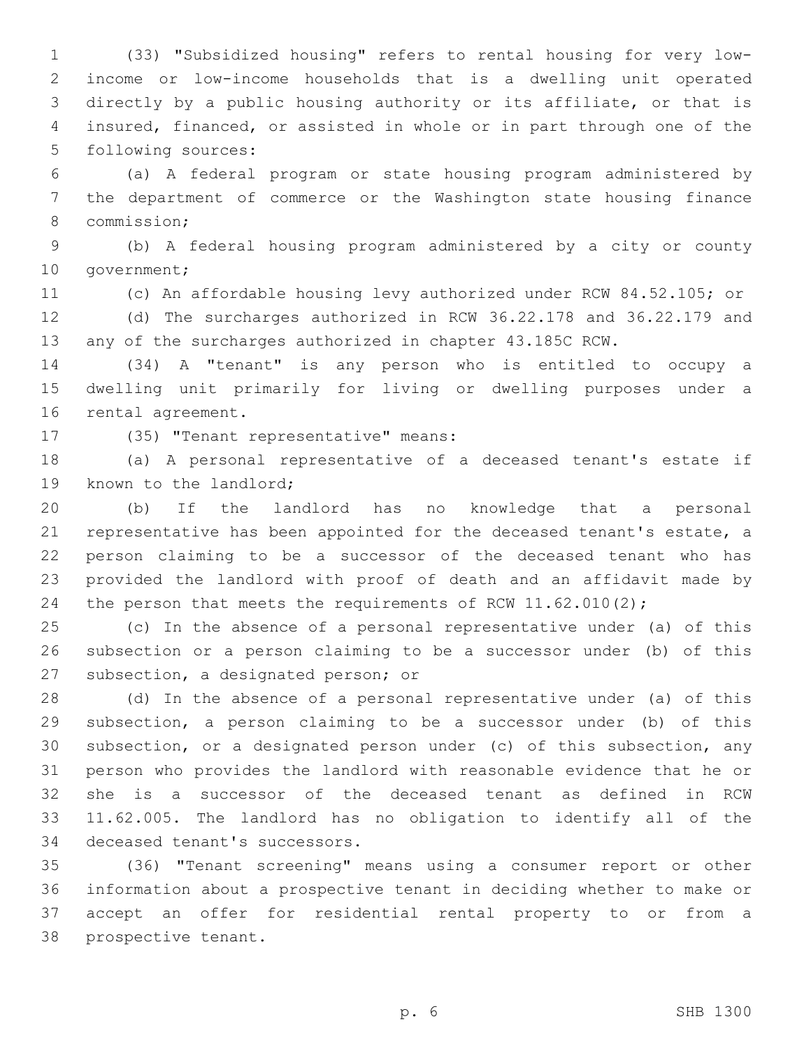(33) "Subsidized housing" refers to rental housing for very low-income or low-income households that is a dwelling unit operated directly by a public housing authority or its affiliate, or that is insured, financed, or assisted in whole or in part through one of the following sources:

(a) A federal program or state housing program administered by the department of commerce or the Washington state housing finance commission;

(b) A federal housing program administered by a city or county government;

(c) An affordable housing levy authorized under RCW 84.52.105; or

(d) The surcharges authorized in RCW 36.22.178 and 36.22.179 and any of the surcharges authorized in chapter 43.185C RCW.

(34) A "tenant" is any person who is entitled to occupy a dwelling unit primarily for living or dwelling purposes under a rental agreement.

(35) "Tenant representative" means:

(a) A personal representative of a deceased tenant's estate if known to the landlord;

(b) If the landlord has no knowledge that a personal representative has been appointed for the deceased tenant's estate, a person claiming to be a successor of the deceased tenant who has provided the landlord with proof of death and an affidavit made by the person that meets the requirements of RCW 11.62.010(2);

(c) In the absence of a personal representative under (a) of this subsection or a person claiming to be a successor under (b) of this subsection, a designated person; or

(d) In the absence of a personal representative under (a) of this subsection, a person claiming to be a successor under (b) of this subsection, or a designated person under (c) of this subsection, any person who provides the landlord with reasonable evidence that he or she is a successor of the deceased tenant as defined in RCW 11.62.005. The landlord has no obligation to identify all of the deceased tenant's successors.

(36) "Tenant screening" means using a consumer report or other information about a prospective tenant in deciding whether to make or accept an offer for residential rental property to or from a prospective tenant.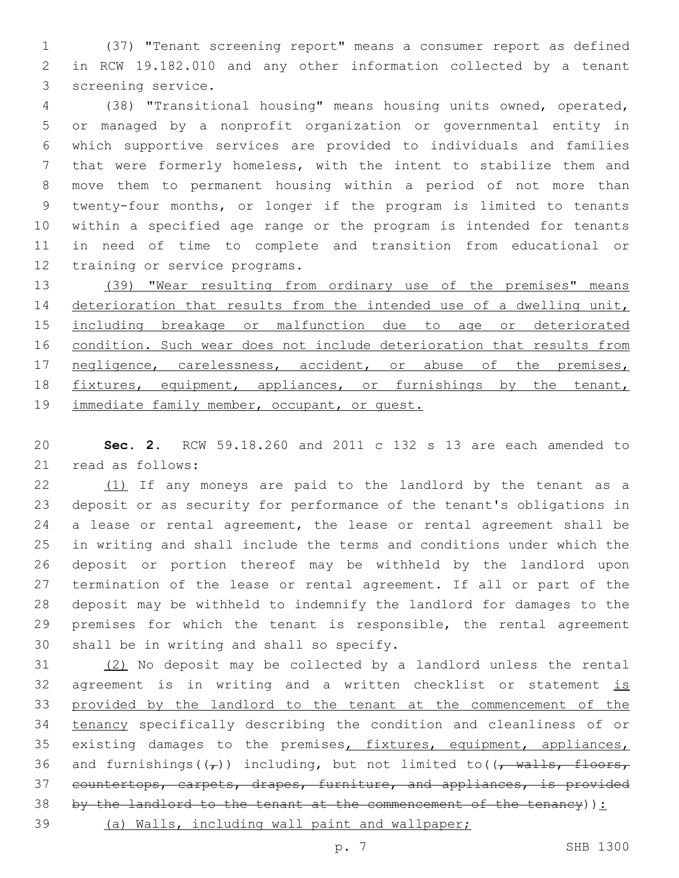(37) "Tenant screening report" means a consumer report as defined in RCW 19.182.010 and any other information collected by a tenant screening service.

(38) "Transitional housing" means housing units owned, operated, or managed by a nonprofit organization or governmental entity in which supportive services are provided to individuals and families that were formerly homeless, with the intent to stabilize them and move them to permanent housing within a period of not more than twenty-four months, or longer if the program is limited to tenants within a specified age range or the program is intended for tenants in need of time to complete and transition from educational or training or service programs.

<u>(39) "Wear resulting from ordinary use of the premises" means deterioration that results from the intended use of a dwelling unit, including breakage or malfunction due to age or deteriorated condition. Such wear does not include deterioration that results from negligence, carelessness, accident, or abuse of the premises, fixtures, equipment, appliances, or furnishings by the tenant, immediate family member, occupant, or guest.</u>

**Sec. 2.** RCW 59.18.260 and 2011 c 132 s 13 are each amended to read as follows:

<u>(1)</u> If any moneys are paid to the landlord by the tenant as a deposit or as security for performance of the tenant's obligations in a lease or rental agreement, the lease or rental agreement shall be in writing and shall include the terms and conditions under which the deposit or portion thereof may be withheld by the landlord upon termination of the lease or rental agreement. If all or part of the deposit may be withheld to indemnify the landlord for damages to the premises for which the tenant is responsible, the rental agreement shall be in writing and shall so specify.

<u>(2)</u> No deposit may be collected by a landlord unless the rental agreement is in writing and a written checklist or statement <u>is provided by the landlord to the tenant at the commencement of the tenancy</u> specifically describing the condition and cleanliness of or existing damages to the premises<u>, fixtures, equipment, appliances,</u> and furnishings((~~,~~)) including, but not limited to((~~, walls, floors, countertops, carpets, drapes, furniture, and appliances, is provided by the landlord to the tenant at the commencement of the tenancy~~))<u>:</u>

<u>(a) Walls, including wall paint and wallpaper;</u>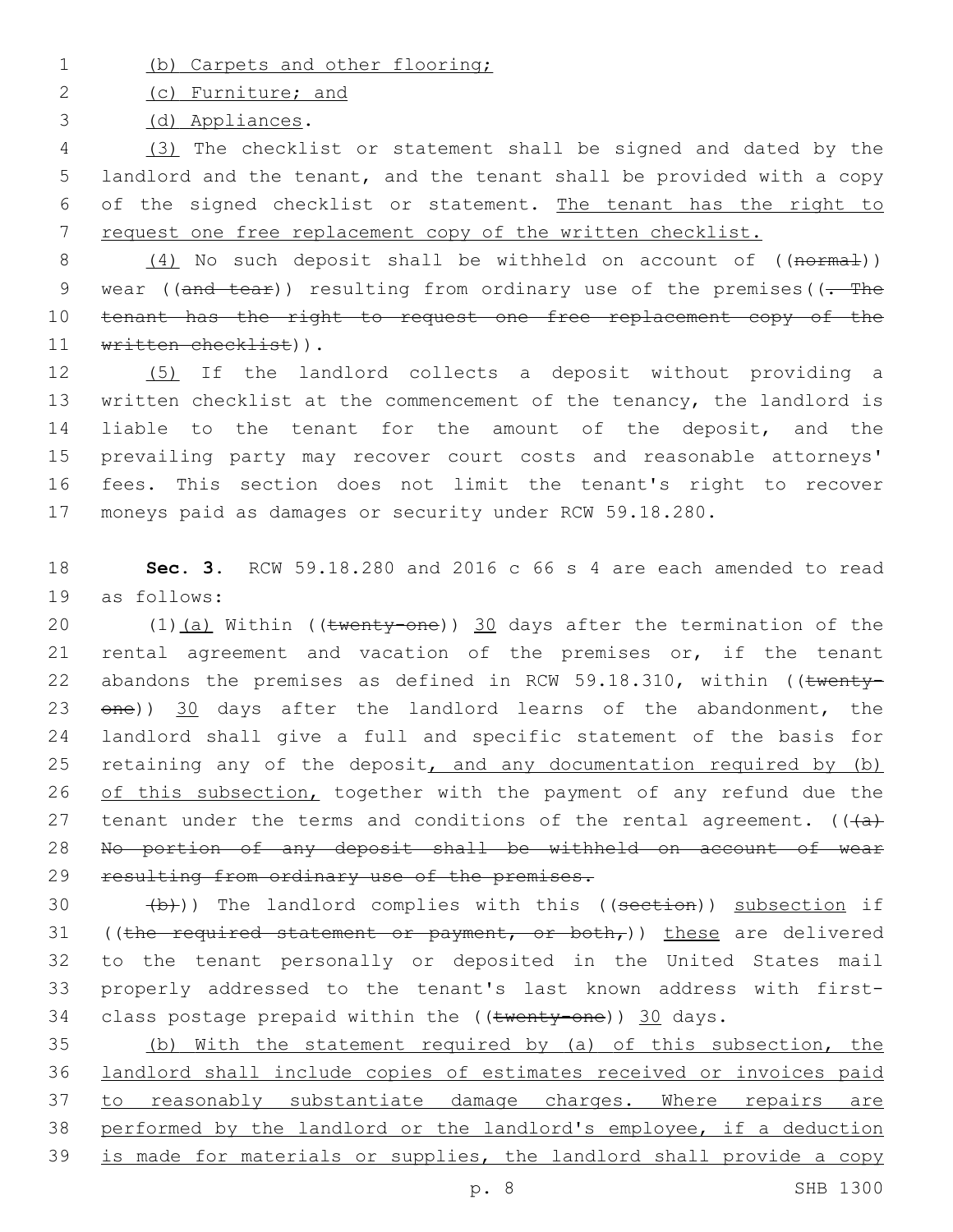(b) Carpets and other flooring;

(c) Furniture; and

(d) Appliances.

(3) The checklist or statement shall be signed and dated by the landlord and the tenant, and the tenant shall be provided with a copy of the signed checklist or statement. The tenant has the right to request one free replacement copy of the written checklist.

(4) No such deposit shall be withheld on account of ((~~normal~~)) wear ((~~and tear~~)) resulting from ordinary use of the premises((~~. The tenant has the right to request one free replacement copy of the written checklist~~)).

(5) If the landlord collects a deposit without providing a written checklist at the commencement of the tenancy, the landlord is liable to the tenant for the amount of the deposit, and the prevailing party may recover court costs and reasonable attorneys' fees. This section does not limit the tenant's right to recover moneys paid as damages or security under RCW 59.18.280.

**Sec. 3.** RCW 59.18.280 and 2016 c 66 s 4 are each amended to read as follows:

(1)(a) Within ((~~twenty-one~~)) 30 days after the termination of the rental agreement and vacation of the premises or, if the tenant abandons the premises as defined in RCW 59.18.310, within ((~~twenty-one~~)) 30 days after the landlord learns of the abandonment, the landlord shall give a full and specific statement of the basis for retaining any of the deposit, and any documentation required by (b) of this subsection, together with the payment of any refund due the tenant under the terms and conditions of the rental agreement. ((~~(a) No portion of any deposit shall be withheld on account of wear resulting from ordinary use of the premises.~~

~~(b)~~)) The landlord complies with this ((~~section~~)) subsection if ((~~the required statement or payment, or both,~~)) these are delivered to the tenant personally or deposited in the United States mail properly addressed to the tenant's last known address with first-class postage prepaid within the ((~~twenty-one~~)) 30 days.

(b) With the statement required by (a) of this subsection, the landlord shall include copies of estimates received or invoices paid to reasonably substantiate damage charges. Where repairs are performed by the landlord or the landlord's employee, if a deduction is made for materials or supplies, the landlord shall provide a copy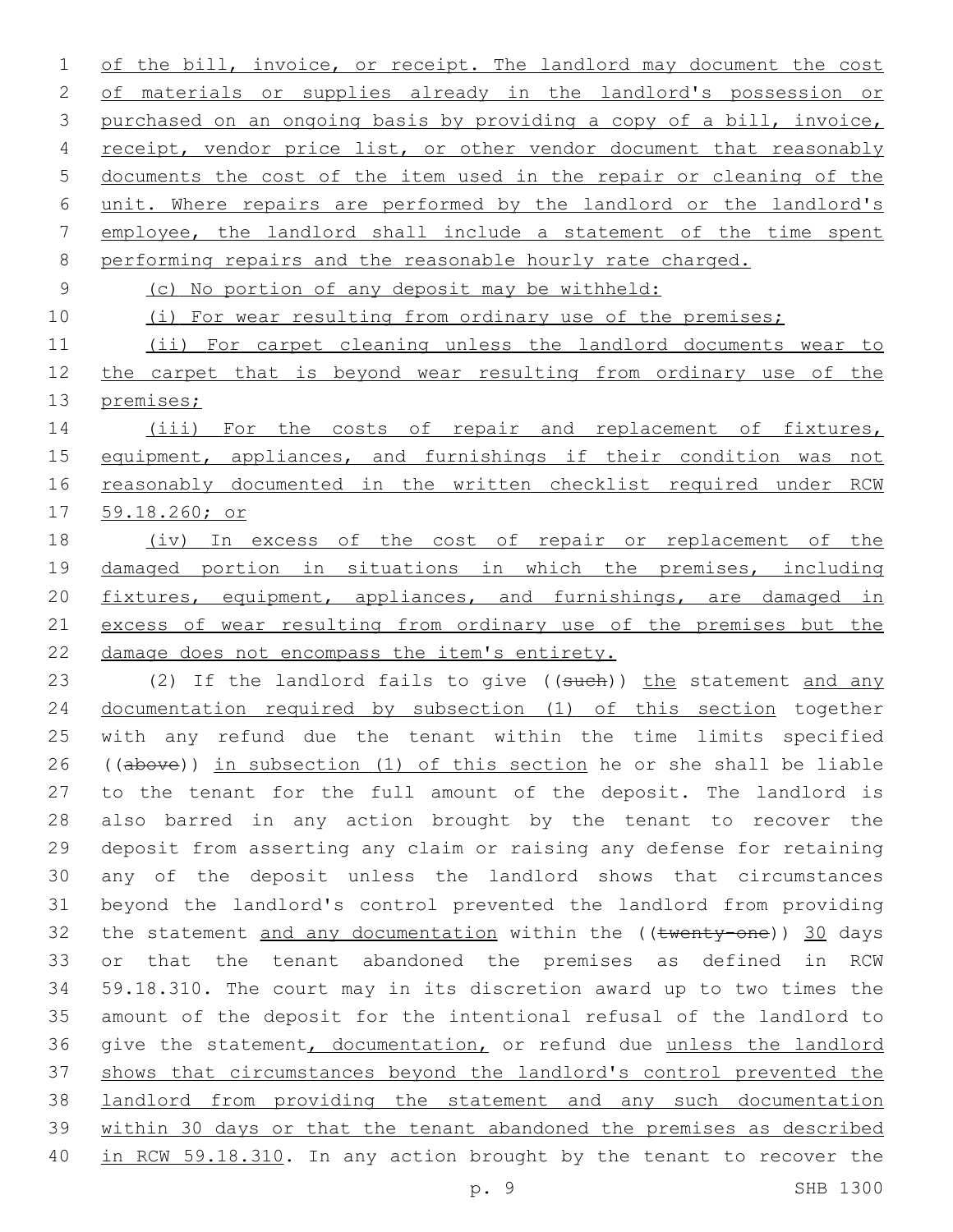of the bill, invoice, or receipt. The landlord may document the cost of materials or supplies already in the landlord's possession or purchased on an ongoing basis by providing a copy of a bill, invoice, receipt, vendor price list, or other vendor document that reasonably documents the cost of the item used in the repair or cleaning of the unit. Where repairs are performed by the landlord or the landlord's employee, the landlord shall include a statement of the time spent performing repairs and the reasonable hourly rate charged.

(c) No portion of any deposit may be withheld:

(i) For wear resulting from ordinary use of the premises;

(ii) For carpet cleaning unless the landlord documents wear to the carpet that is beyond wear resulting from ordinary use of the premises;

(iii) For the costs of repair and replacement of fixtures, equipment, appliances, and furnishings if their condition was not reasonably documented in the written checklist required under RCW 59.18.260; or

(iv) In excess of the cost of repair or replacement of the damaged portion in situations in which the premises, including fixtures, equipment, appliances, and furnishings, are damaged in excess of wear resulting from ordinary use of the premises but the damage does not encompass the item's entirety.

(2) If the landlord fails to give ((~~such~~)) the statement and any documentation required by subsection (1) of this section together with any refund due the tenant within the time limits specified ((~~above~~)) in subsection (1) of this section he or she shall be liable to the tenant for the full amount of the deposit. The landlord is also barred in any action brought by the tenant to recover the deposit from asserting any claim or raising any defense for retaining any of the deposit unless the landlord shows that circumstances beyond the landlord's control prevented the landlord from providing the statement and any documentation within the ((~~twenty-one~~)) 30 days or that the tenant abandoned the premises as defined in RCW 59.18.310. The court may in its discretion award up to two times the amount of the deposit for the intentional refusal of the landlord to give the statement, documentation, or refund due unless the landlord shows that circumstances beyond the landlord's control prevented the landlord from providing the statement and any such documentation within 30 days or that the tenant abandoned the premises as described in RCW 59.18.310. In any action brought by the tenant to recover the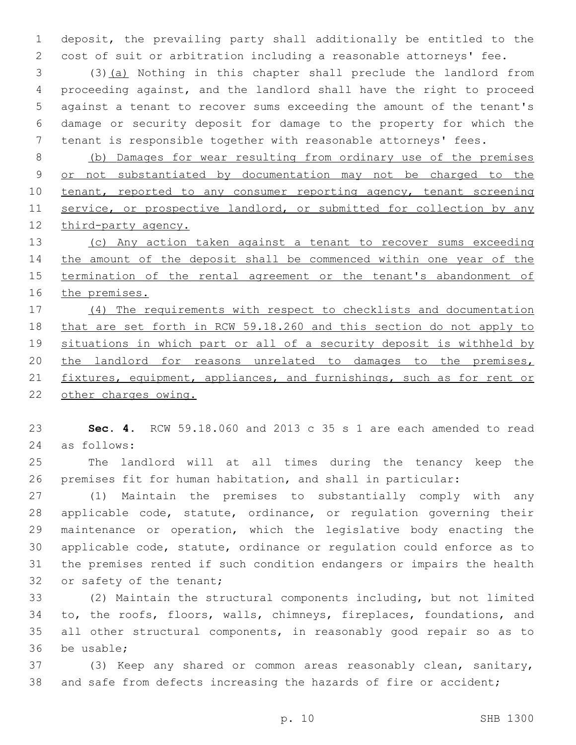deposit, the prevailing party shall additionally be entitled to the cost of suit or arbitration including a reasonable attorneys' fee.

(3)(a) Nothing in this chapter shall preclude the landlord from proceeding against, and the landlord shall have the right to proceed against a tenant to recover sums exceeding the amount of the tenant's damage or security deposit for damage to the property for which the tenant is responsible together with reasonable attorneys' fees.

(b) Damages for wear resulting from ordinary use of the premises or not substantiated by documentation may not be charged to the tenant, reported to any consumer reporting agency, tenant screening service, or prospective landlord, or submitted for collection by any third-party agency.

(c) Any action taken against a tenant to recover sums exceeding the amount of the deposit shall be commenced within one year of the termination of the rental agreement or the tenant's abandonment of the premises.

(4) The requirements with respect to checklists and documentation that are set forth in RCW 59.18.260 and this section do not apply to situations in which part or all of a security deposit is withheld by the landlord for reasons unrelated to damages to the premises, fixtures, equipment, appliances, and furnishings, such as for rent or other charges owing.

**Sec. 4.** RCW 59.18.060 and 2013 c 35 s 1 are each amended to read as follows:

The landlord will at all times during the tenancy keep the premises fit for human habitation, and shall in particular:

(1) Maintain the premises to substantially comply with any applicable code, statute, ordinance, or regulation governing their maintenance or operation, which the legislative body enacting the applicable code, statute, ordinance or regulation could enforce as to the premises rented if such condition endangers or impairs the health or safety of the tenant;

(2) Maintain the structural components including, but not limited to, the roofs, floors, walls, chimneys, fireplaces, foundations, and all other structural components, in reasonably good repair so as to be usable;

(3) Keep any shared or common areas reasonably clean, sanitary, and safe from defects increasing the hazards of fire or accident;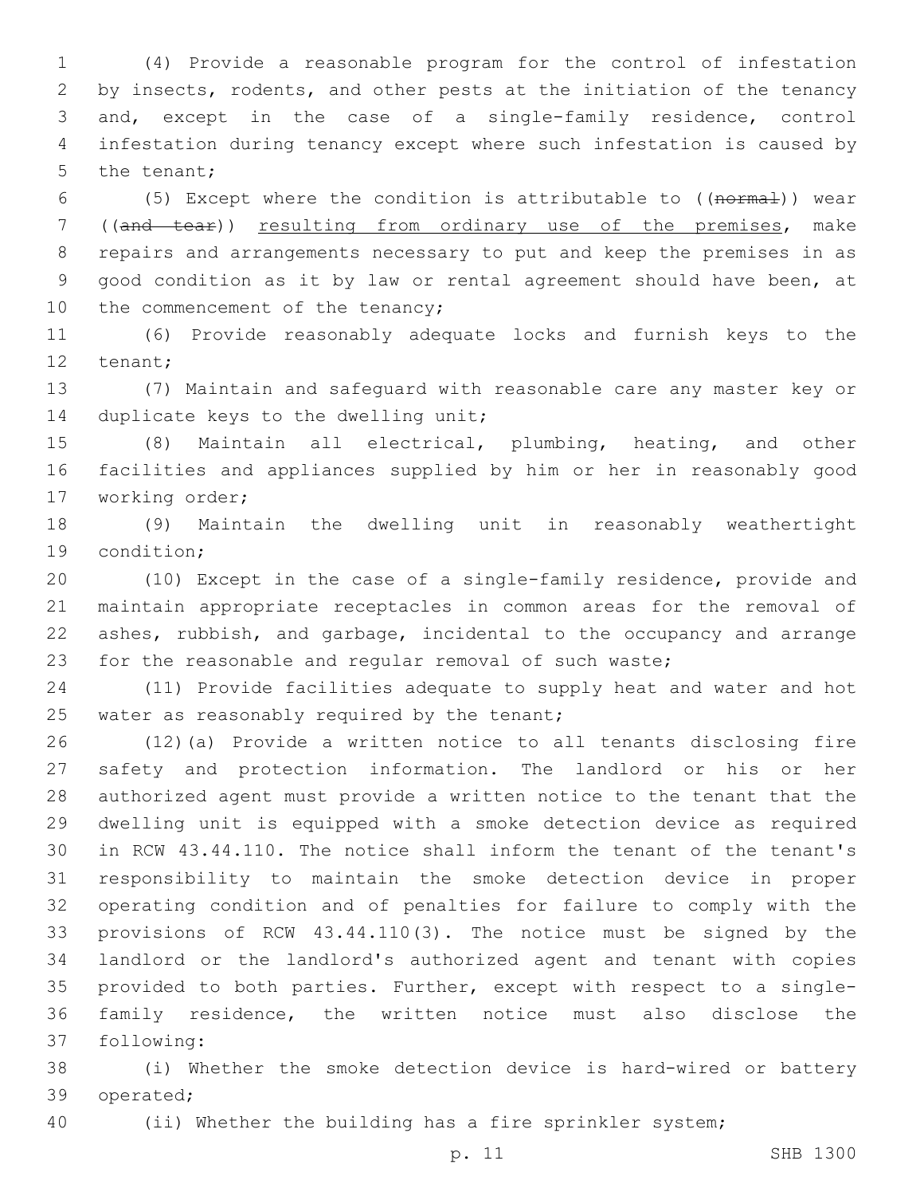(4) Provide a reasonable program for the control of infestation by insects, rodents, and other pests at the initiation of the tenancy and, except in the case of a single-family residence, control infestation during tenancy except where such infestation is caused by the tenant;

(5) Except where the condition is attributable to ((~~normal~~)) wear ((~~and tear~~)) <u>resulting from ordinary use of the premises</u>, make repairs and arrangements necessary to put and keep the premises in as good condition as it by law or rental agreement should have been, at the commencement of the tenancy;

(6) Provide reasonably adequate locks and furnish keys to the tenant;

(7) Maintain and safeguard with reasonable care any master key or duplicate keys to the dwelling unit;

(8) Maintain all electrical, plumbing, heating, and other facilities and appliances supplied by him or her in reasonably good working order;

(9) Maintain the dwelling unit in reasonably weathertight condition;

(10) Except in the case of a single-family residence, provide and maintain appropriate receptacles in common areas for the removal of ashes, rubbish, and garbage, incidental to the occupancy and arrange for the reasonable and regular removal of such waste;

(11) Provide facilities adequate to supply heat and water and hot water as reasonably required by the tenant;

(12)(a) Provide a written notice to all tenants disclosing fire safety and protection information. The landlord or his or her authorized agent must provide a written notice to the tenant that the dwelling unit is equipped with a smoke detection device as required in RCW 43.44.110. The notice shall inform the tenant of the tenant's responsibility to maintain the smoke detection device in proper operating condition and of penalties for failure to comply with the provisions of RCW 43.44.110(3). The notice must be signed by the landlord or the landlord's authorized agent and tenant with copies provided to both parties. Further, except with respect to a single-family residence, the written notice must also disclose the following:

(i) Whether the smoke detection device is hard-wired or battery operated;

(ii) Whether the building has a fire sprinkler system;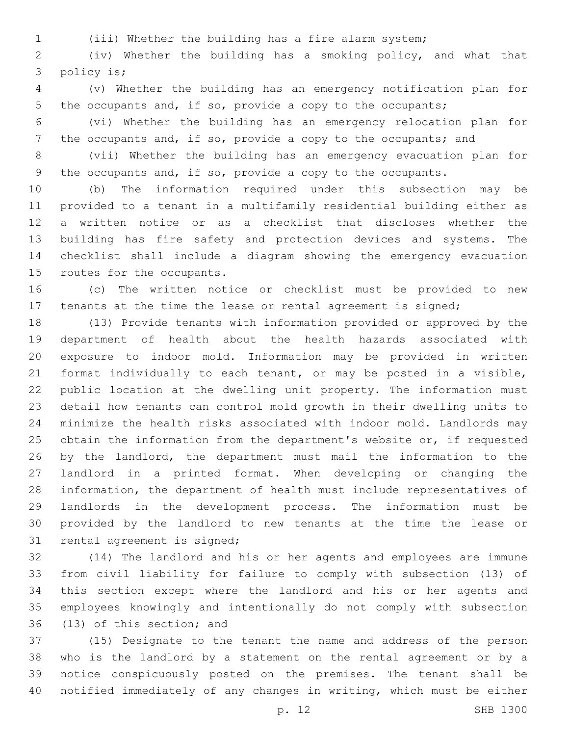(iii) Whether the building has a fire alarm system;

(iv) Whether the building has a smoking policy, and what that policy is;

(v) Whether the building has an emergency notification plan for the occupants and, if so, provide a copy to the occupants;

(vi) Whether the building has an emergency relocation plan for the occupants and, if so, provide a copy to the occupants; and

(vii) Whether the building has an emergency evacuation plan for the occupants and, if so, provide a copy to the occupants.

(b) The information required under this subsection may be provided to a tenant in a multifamily residential building either as a written notice or as a checklist that discloses whether the building has fire safety and protection devices and systems. The checklist shall include a diagram showing the emergency evacuation routes for the occupants.

(c) The written notice or checklist must be provided to new tenants at the time the lease or rental agreement is signed;

(13) Provide tenants with information provided or approved by the department of health about the health hazards associated with exposure to indoor mold. Information may be provided in written format individually to each tenant, or may be posted in a visible, public location at the dwelling unit property. The information must detail how tenants can control mold growth in their dwelling units to minimize the health risks associated with indoor mold. Landlords may obtain the information from the department's website or, if requested by the landlord, the department must mail the information to the landlord in a printed format. When developing or changing the information, the department of health must include representatives of landlords in the development process. The information must be provided by the landlord to new tenants at the time the lease or rental agreement is signed;

(14) The landlord and his or her agents and employees are immune from civil liability for failure to comply with subsection (13) of this section except where the landlord and his or her agents and employees knowingly and intentionally do not comply with subsection (13) of this section; and

(15) Designate to the tenant the name and address of the person who is the landlord by a statement on the rental agreement or by a notice conspicuously posted on the premises. The tenant shall be notified immediately of any changes in writing, which must be either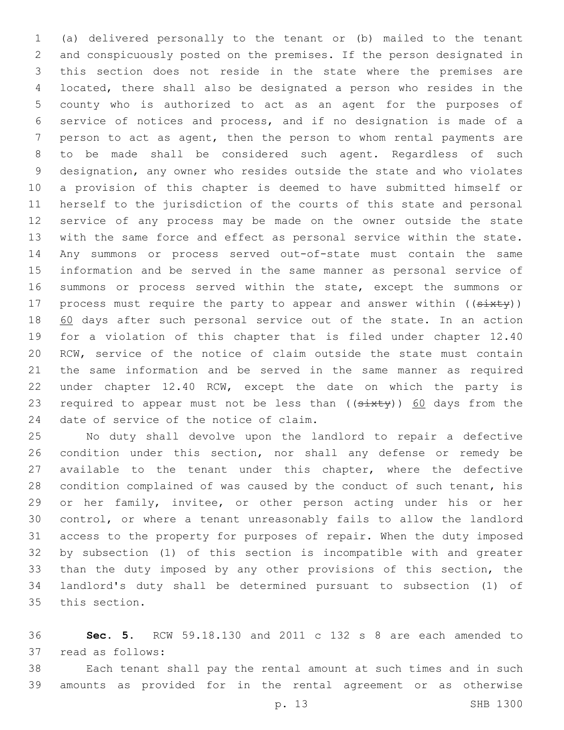(a) delivered personally to the tenant or (b) mailed to the tenant and conspicuously posted on the premises. If the person designated in this section does not reside in the state where the premises are located, there shall also be designated a person who resides in the county who is authorized to act as an agent for the purposes of service of notices and process, and if no designation is made of a person to act as agent, then the person to whom rental payments are to be made shall be considered such agent. Regardless of such designation, any owner who resides outside the state and who violates a provision of this chapter is deemed to have submitted himself or herself to the jurisdiction of the courts of this state and personal service of any process may be made on the owner outside the state with the same force and effect as personal service within the state. Any summons or process served out-of-state must contain the same information and be served in the same manner as personal service of summons or process served within the state, except the summons or process must require the party to appear and answer within ((~~sixty~~)) <u>60</u> days after such personal service out of the state. In an action for a violation of this chapter that is filed under chapter 12.40 RCW, service of the notice of claim outside the state must contain the same information and be served in the same manner as required under chapter 12.40 RCW, except the date on which the party is required to appear must not be less than ((~~sixty~~)) <u>60</u> days from the date of service of the notice of claim.

No duty shall devolve upon the landlord to repair a defective condition under this section, nor shall any defense or remedy be available to the tenant under this chapter, where the defective condition complained of was caused by the conduct of such tenant, his or her family, invitee, or other person acting under his or her control, or where a tenant unreasonably fails to allow the landlord access to the property for purposes of repair. When the duty imposed by subsection (1) of this section is incompatible with and greater than the duty imposed by any other provisions of this section, the landlord's duty shall be determined pursuant to subsection (1) of this section.

**Sec. 5.** RCW 59.18.130 and 2011 c 132 s 8 are each amended to read as follows:

Each tenant shall pay the rental amount at such times and in such amounts as provided for in the rental agreement or as otherwise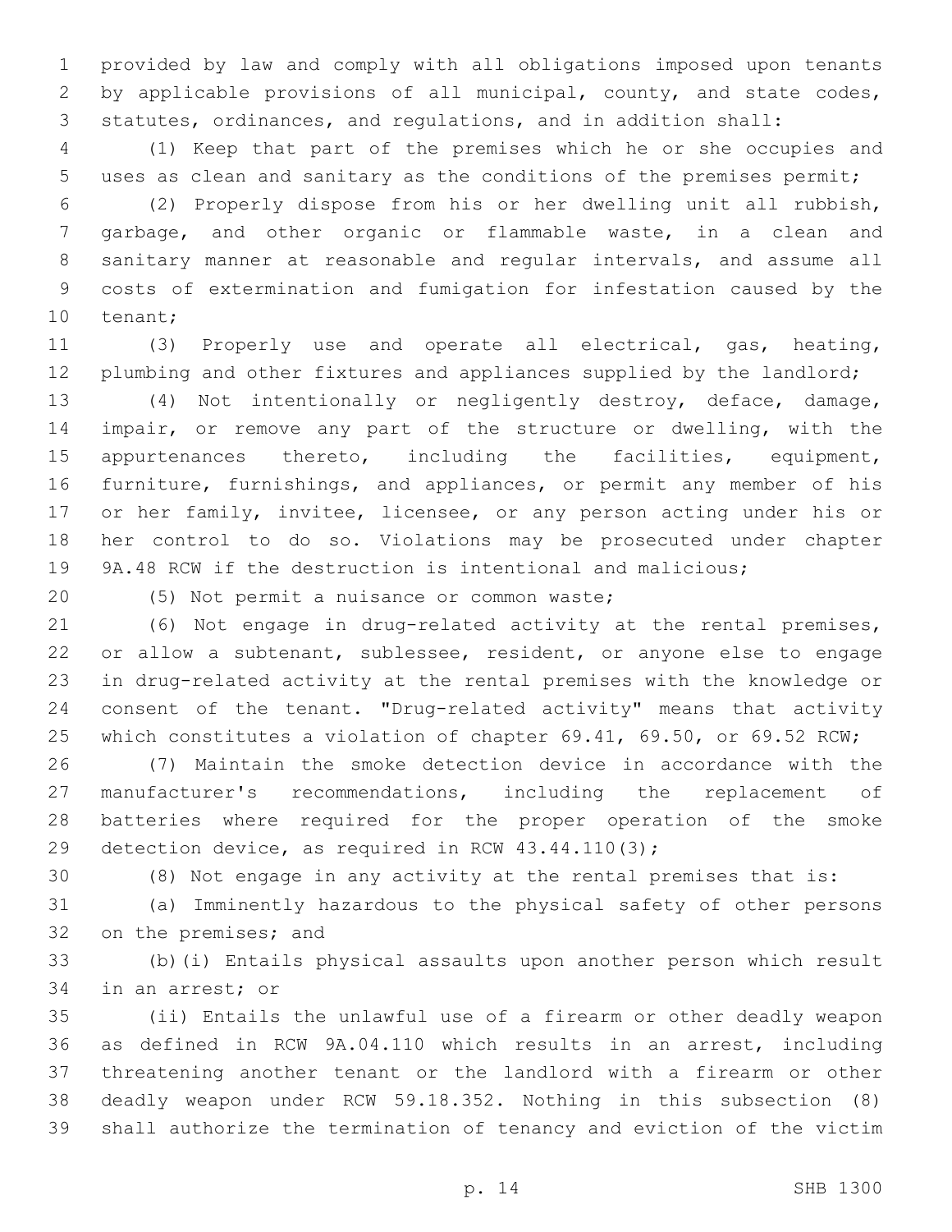provided by law and comply with all obligations imposed upon tenants by applicable provisions of all municipal, county, and state codes, statutes, ordinances, and regulations, and in addition shall:

(1) Keep that part of the premises which he or she occupies and uses as clean and sanitary as the conditions of the premises permit;

(2) Properly dispose from his or her dwelling unit all rubbish, garbage, and other organic or flammable waste, in a clean and sanitary manner at reasonable and regular intervals, and assume all costs of extermination and fumigation for infestation caused by the tenant;

(3) Properly use and operate all electrical, gas, heating, plumbing and other fixtures and appliances supplied by the landlord;

(4) Not intentionally or negligently destroy, deface, damage, impair, or remove any part of the structure or dwelling, with the appurtenances thereto, including the facilities, equipment, furniture, furnishings, and appliances, or permit any member of his or her family, invitee, licensee, or any person acting under his or her control to do so. Violations may be prosecuted under chapter 9A.48 RCW if the destruction is intentional and malicious;

(5) Not permit a nuisance or common waste;

(6) Not engage in drug-related activity at the rental premises, or allow a subtenant, sublessee, resident, or anyone else to engage in drug-related activity at the rental premises with the knowledge or consent of the tenant. "Drug-related activity" means that activity which constitutes a violation of chapter 69.41, 69.50, or 69.52 RCW;

(7) Maintain the smoke detection device in accordance with the manufacturer's recommendations, including the replacement of batteries where required for the proper operation of the smoke detection device, as required in RCW 43.44.110(3);

(8) Not engage in any activity at the rental premises that is:

(a) Imminently hazardous to the physical safety of other persons on the premises; and

(b)(i) Entails physical assaults upon another person which result in an arrest; or

(ii) Entails the unlawful use of a firearm or other deadly weapon as defined in RCW 9A.04.110 which results in an arrest, including threatening another tenant or the landlord with a firearm or other deadly weapon under RCW 59.18.352. Nothing in this subsection (8) shall authorize the termination of tenancy and eviction of the victim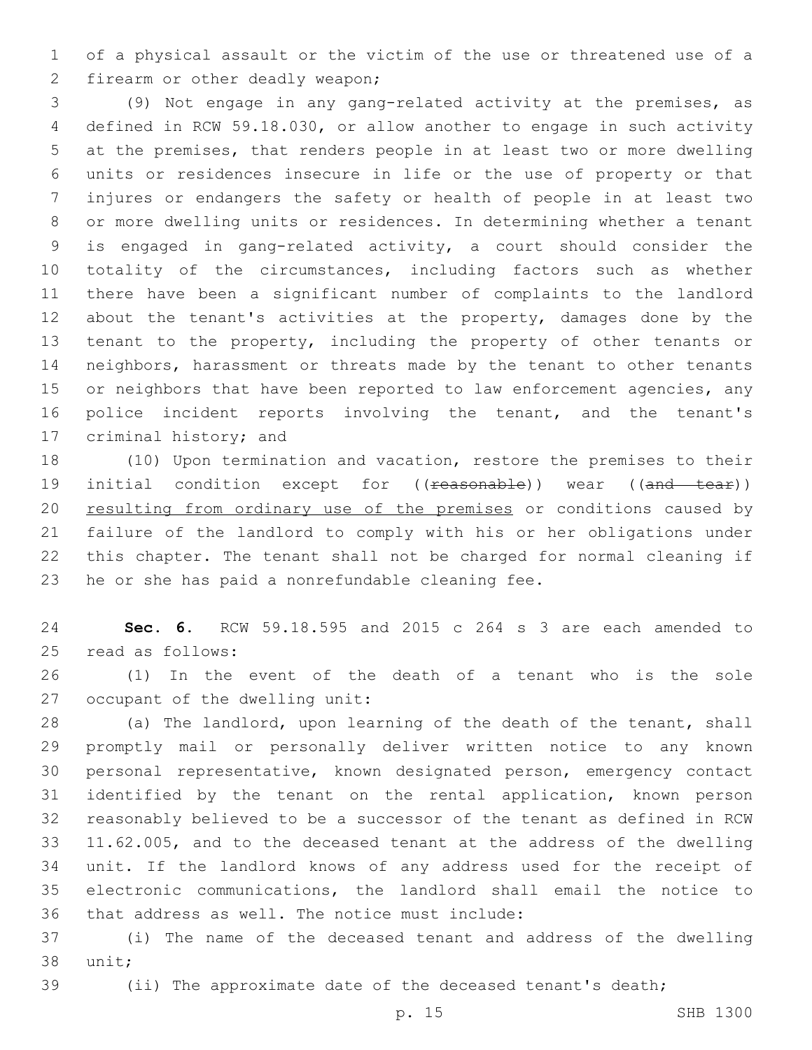of a physical assault or the victim of the use or threatened use of a firearm or other deadly weapon;

(9) Not engage in any gang-related activity at the premises, as defined in RCW 59.18.030, or allow another to engage in such activity at the premises, that renders people in at least two or more dwelling units or residences insecure in life or the use of property or that injures or endangers the safety or health of people in at least two or more dwelling units or residences. In determining whether a tenant is engaged in gang-related activity, a court should consider the totality of the circumstances, including factors such as whether there have been a significant number of complaints to the landlord about the tenant's activities at the property, damages done by the tenant to the property, including the property of other tenants or neighbors, harassment or threats made by the tenant to other tenants or neighbors that have been reported to law enforcement agencies, any police incident reports involving the tenant, and the tenant's criminal history; and

(10) Upon termination and vacation, restore the premises to their initial condition except for ((~~reasonable~~)) wear ((~~and tear~~)) <u>resulting from ordinary use of the premises</u> or conditions caused by failure of the landlord to comply with his or her obligations under this chapter. The tenant shall not be charged for normal cleaning if he or she has paid a nonrefundable cleaning fee.

**Sec. 6.** RCW 59.18.595 and 2015 c 264 s 3 are each amended to read as follows:

(1) In the event of the death of a tenant who is the sole occupant of the dwelling unit:

(a) The landlord, upon learning of the death of the tenant, shall promptly mail or personally deliver written notice to any known personal representative, known designated person, emergency contact identified by the tenant on the rental application, known person reasonably believed to be a successor of the tenant as defined in RCW 11.62.005, and to the deceased tenant at the address of the dwelling unit. If the landlord knows of any address used for the receipt of electronic communications, the landlord shall email the notice to that address as well. The notice must include:

(i) The name of the deceased tenant and address of the dwelling unit;

(ii) The approximate date of the deceased tenant's death;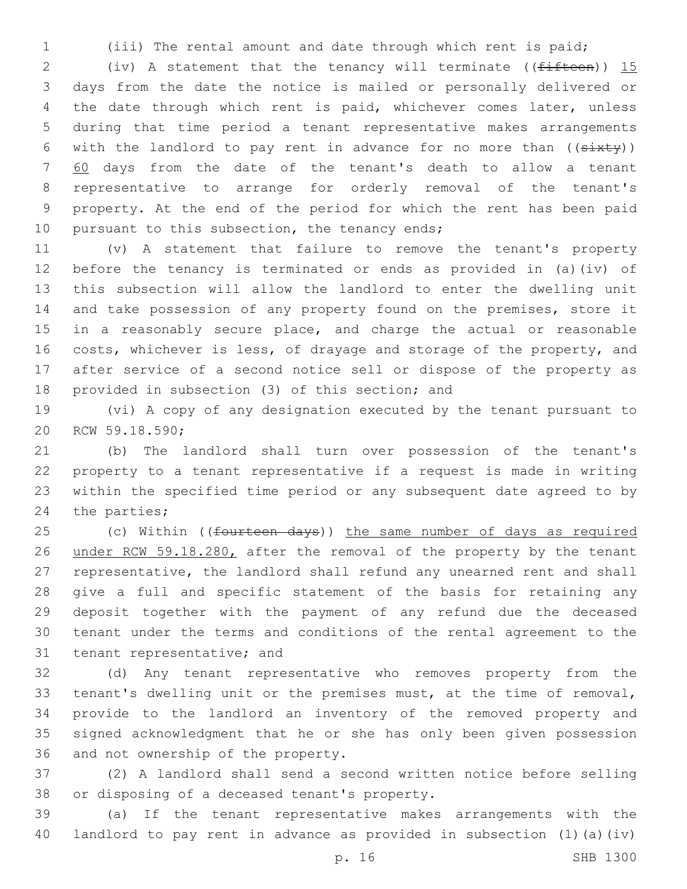(iii) The rental amount and date through which rent is paid;

(iv) A statement that the tenancy will terminate ((~~fifteen~~)) 15 days from the date the notice is mailed or personally delivered or the date through which rent is paid, whichever comes later, unless during that time period a tenant representative makes arrangements with the landlord to pay rent in advance for no more than ((~~sixty~~)) 60 days from the date of the tenant's death to allow a tenant representative to arrange for orderly removal of the tenant's property. At the end of the period for which the rent has been paid pursuant to this subsection, the tenancy ends;

(v) A statement that failure to remove the tenant's property before the tenancy is terminated or ends as provided in (a)(iv) of this subsection will allow the landlord to enter the dwelling unit and take possession of any property found on the premises, store it in a reasonably secure place, and charge the actual or reasonable costs, whichever is less, of drayage and storage of the property, and after service of a second notice sell or dispose of the property as provided in subsection (3) of this section; and

(vi) A copy of any designation executed by the tenant pursuant to RCW 59.18.590;

(b) The landlord shall turn over possession of the tenant's property to a tenant representative if a request is made in writing within the specified time period or any subsequent date agreed to by the parties;

(c) Within ((~~fourteen days~~)) the same number of days as required under RCW 59.18.280, after the removal of the property by the tenant representative, the landlord shall refund any unearned rent and shall give a full and specific statement of the basis for retaining any deposit together with the payment of any refund due the deceased tenant under the terms and conditions of the rental agreement to the tenant representative; and

(d) Any tenant representative who removes property from the tenant's dwelling unit or the premises must, at the time of removal, provide to the landlord an inventory of the removed property and signed acknowledgment that he or she has only been given possession and not ownership of the property.

(2) A landlord shall send a second written notice before selling or disposing of a deceased tenant's property.

(a) If the tenant representative makes arrangements with the landlord to pay rent in advance as provided in subsection (1)(a)(iv)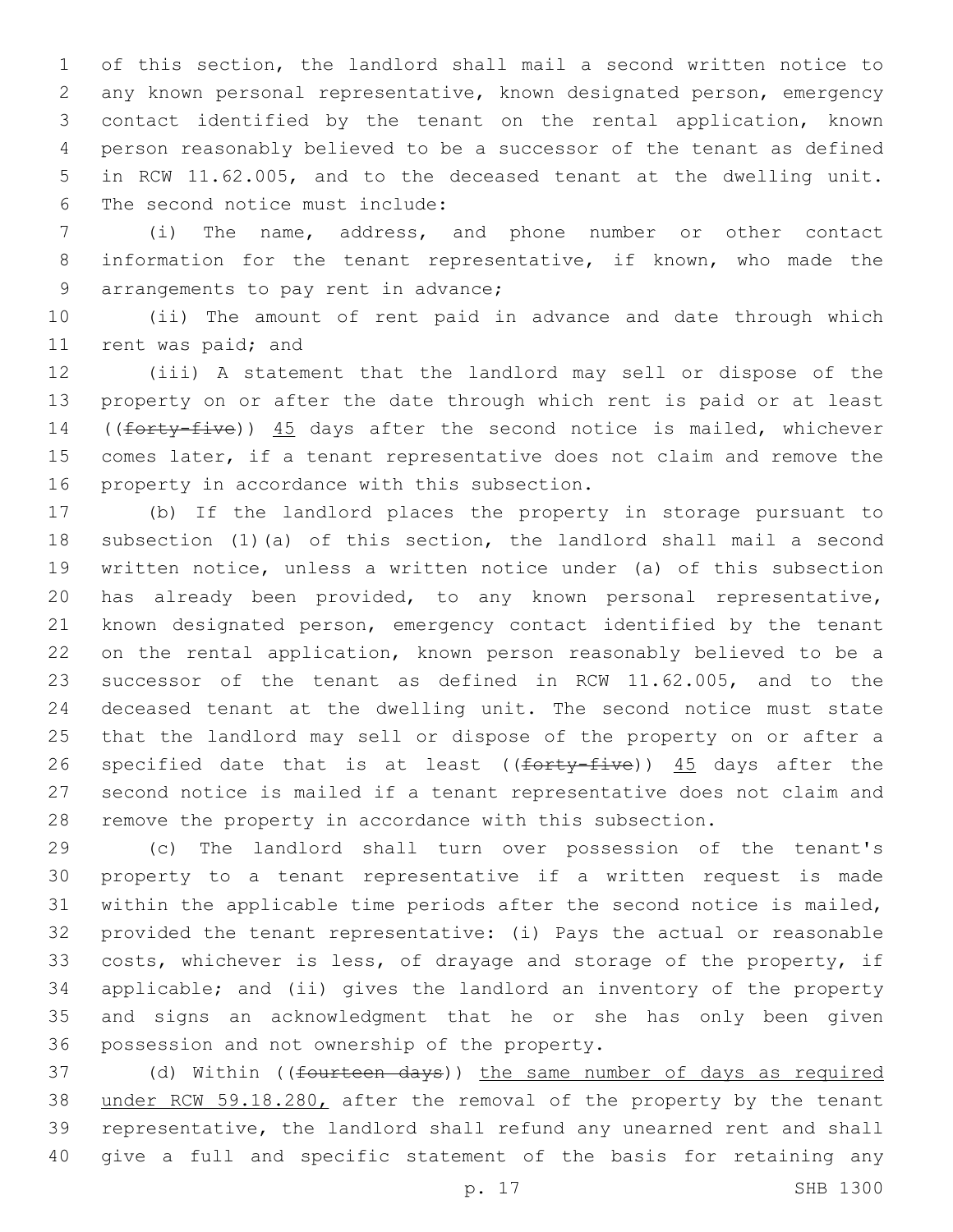of this section, the landlord shall mail a second written notice to any known personal representative, known designated person, emergency contact identified by the tenant on the rental application, known person reasonably believed to be a successor of the tenant as defined in RCW 11.62.005, and to the deceased tenant at the dwelling unit. The second notice must include:

(i) The name, address, and phone number or other contact information for the tenant representative, if known, who made the arrangements to pay rent in advance;

(ii) The amount of rent paid in advance and date through which rent was paid; and

(iii) A statement that the landlord may sell or dispose of the property on or after the date through which rent is paid or at least ((~~forty-five~~)) <u>45</u> days after the second notice is mailed, whichever comes later, if a tenant representative does not claim and remove the property in accordance with this subsection.

(b) If the landlord places the property in storage pursuant to subsection (1)(a) of this section, the landlord shall mail a second written notice, unless a written notice under (a) of this subsection has already been provided, to any known personal representative, known designated person, emergency contact identified by the tenant on the rental application, known person reasonably believed to be a successor of the tenant as defined in RCW 11.62.005, and to the deceased tenant at the dwelling unit. The second notice must state that the landlord may sell or dispose of the property on or after a specified date that is at least ((~~forty-five~~)) <u>45</u> days after the second notice is mailed if a tenant representative does not claim and remove the property in accordance with this subsection.

(c) The landlord shall turn over possession of the tenant's property to a tenant representative if a written request is made within the applicable time periods after the second notice is mailed, provided the tenant representative: (i) Pays the actual or reasonable costs, whichever is less, of drayage and storage of the property, if applicable; and (ii) gives the landlord an inventory of the property and signs an acknowledgment that he or she has only been given possession and not ownership of the property.

(d) Within ((~~fourteen days~~)) <u>the same number of days as required under RCW 59.18.280,</u> after the removal of the property by the tenant representative, the landlord shall refund any unearned rent and shall give a full and specific statement of the basis for retaining any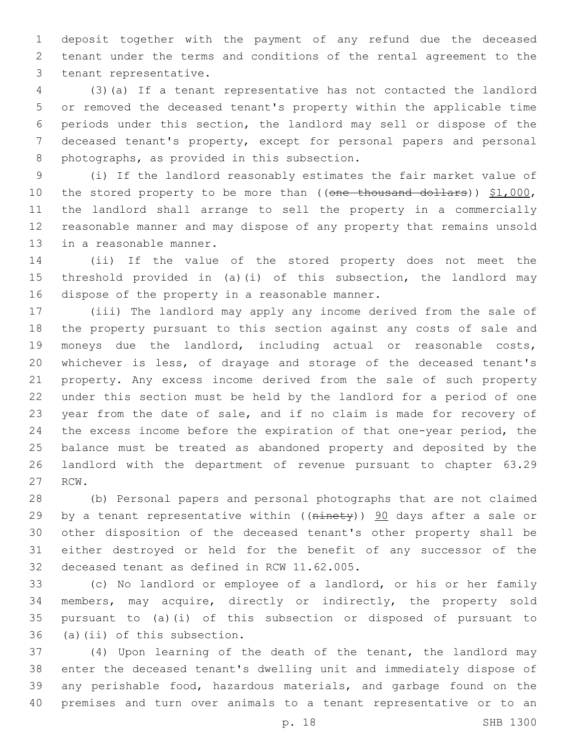deposit together with the payment of any refund due the deceased tenant under the terms and conditions of the rental agreement to the tenant representative.

(3)(a) If a tenant representative has not contacted the landlord or removed the deceased tenant's property within the applicable time periods under this section, the landlord may sell or dispose of the deceased tenant's property, except for personal papers and personal photographs, as provided in this subsection.

(i) If the landlord reasonably estimates the fair market value of the stored property to be more than ((~~one thousand dollars~~)) <u>$1,000</u>, the landlord shall arrange to sell the property in a commercially reasonable manner and may dispose of any property that remains unsold in a reasonable manner.

(ii) If the value of the stored property does not meet the threshold provided in (a)(i) of this subsection, the landlord may dispose of the property in a reasonable manner.

(iii) The landlord may apply any income derived from the sale of the property pursuant to this section against any costs of sale and moneys due the landlord, including actual or reasonable costs, whichever is less, of drayage and storage of the deceased tenant's property. Any excess income derived from the sale of such property under this section must be held by the landlord for a period of one year from the date of sale, and if no claim is made for recovery of the excess income before the expiration of that one-year period, the balance must be treated as abandoned property and deposited by the landlord with the department of revenue pursuant to chapter 63.29 RCW.

(b) Personal papers and personal photographs that are not claimed by a tenant representative within ((~~ninety~~)) <u>90</u> days after a sale or other disposition of the deceased tenant's other property shall be either destroyed or held for the benefit of any successor of the deceased tenant as defined in RCW 11.62.005.

(c) No landlord or employee of a landlord, or his or her family members, may acquire, directly or indirectly, the property sold pursuant to (a)(i) of this subsection or disposed of pursuant to (a)(ii) of this subsection.

(4) Upon learning of the death of the tenant, the landlord may enter the deceased tenant's dwelling unit and immediately dispose of any perishable food, hazardous materials, and garbage found on the premises and turn over animals to a tenant representative or to an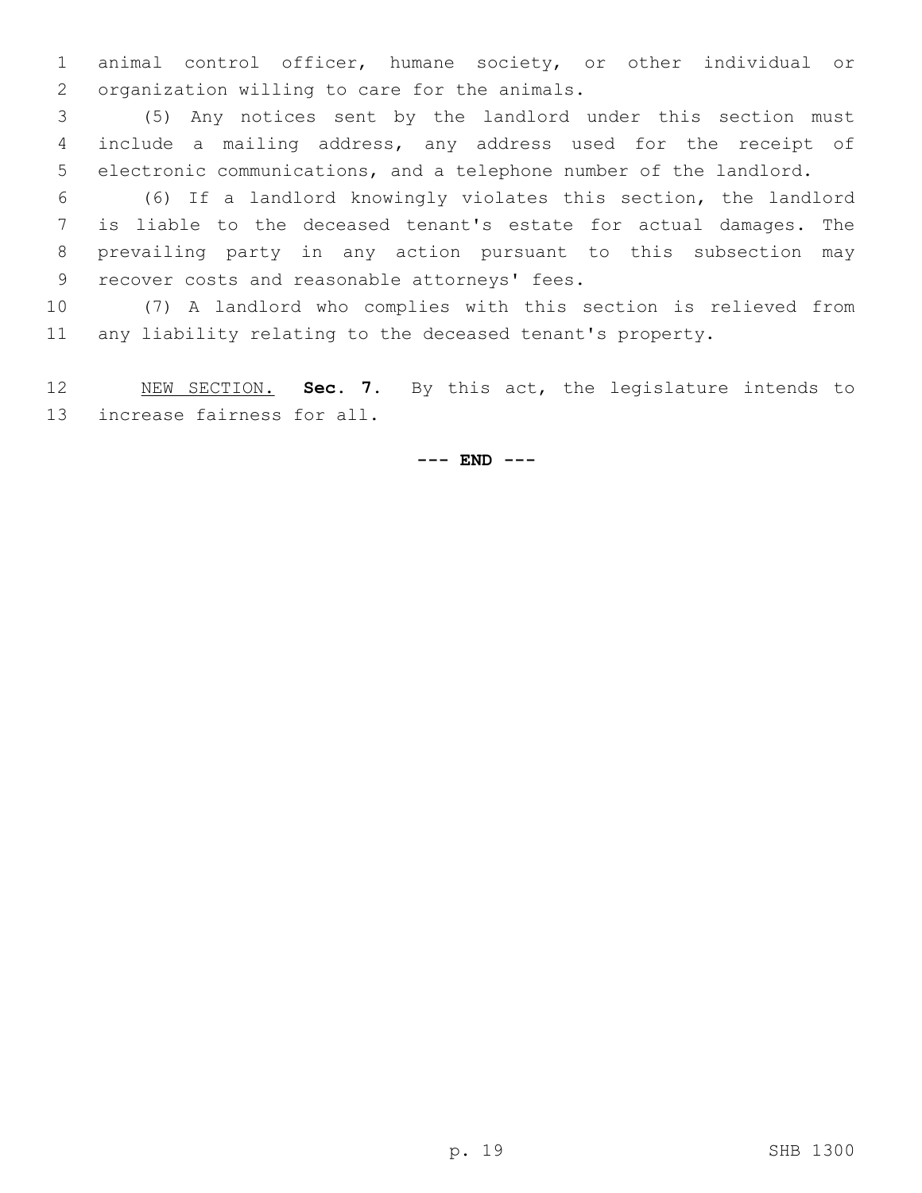animal control officer, humane society, or other individual or organization willing to care for the animals.

(5) Any notices sent by the landlord under this section must include a mailing address, any address used for the receipt of electronic communications, and a telephone number of the landlord.

(6) If a landlord knowingly violates this section, the landlord is liable to the deceased tenant's estate for actual damages. The prevailing party in any action pursuant to this subsection may recover costs and reasonable attorneys' fees.

(7) A landlord who complies with this section is relieved from any liability relating to the deceased tenant's property.

NEW SECTION. **Sec. 7.** By this act, the legislature intends to increase fairness for all.

**--- END ---**